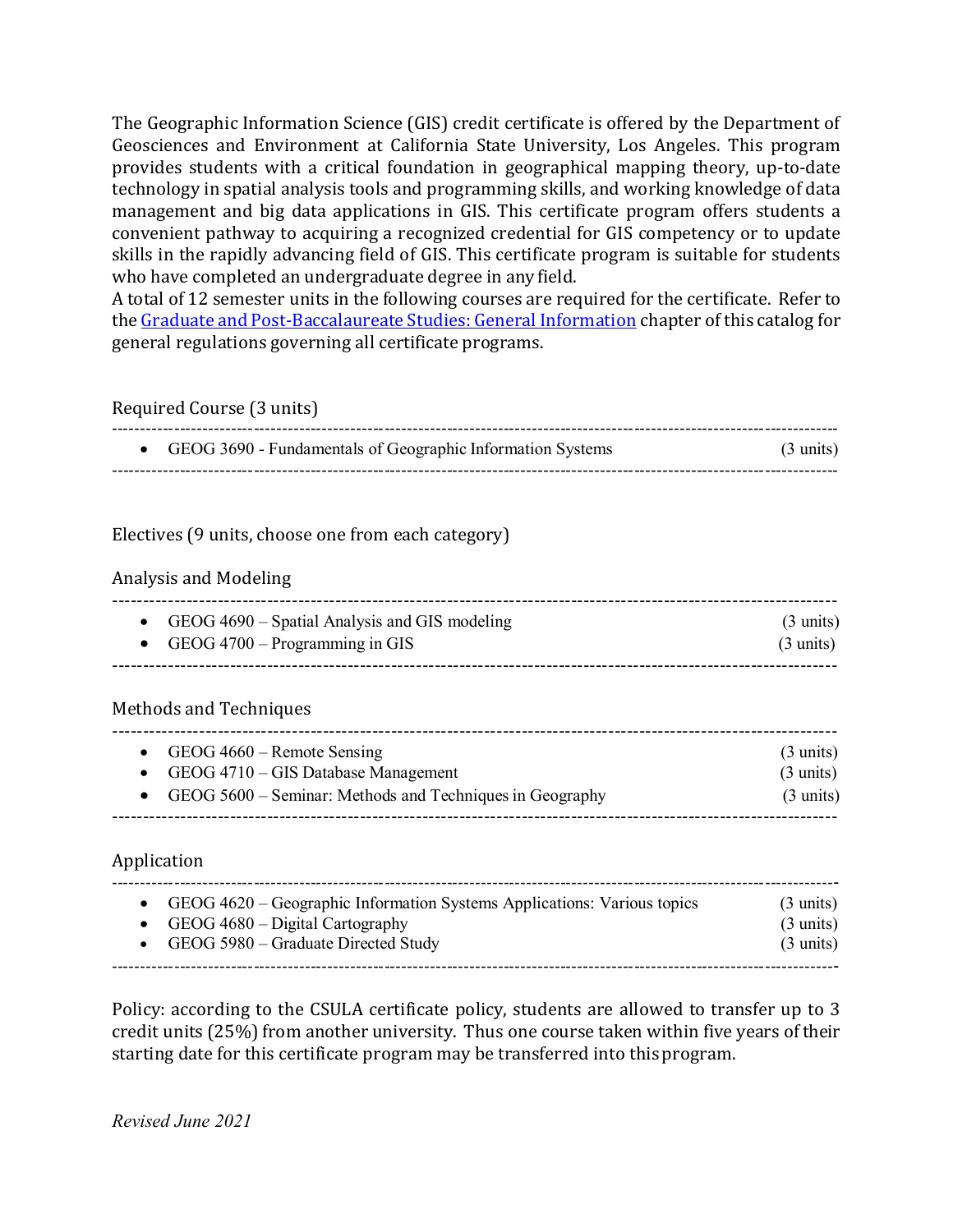The Geographic Information Science (GIS) credit certificate is offered by the Department of Geosciences and Environment at California State University, Los Angeles. This program provides students with a critical foundation in geographical mapping theory, up-to-date technology in spatial analysis tools and programming skills, and working knowledge of data management and big data applications in GIS. This certificate program offers students a convenient pathway to acquiring a recognized credential for GIS competency or to update skills in the rapidly advancing field of GIS. This certificate program is suitable for students who have completed an undergraduate degree in any field.

A total of 12 semester units in the following courses are required for the certificate. Refer to the [Graduate and Post-Baccalaureate Studies: General Information]() chapter of this catalog for general regulations governing all certificate programs.

Required Course (3 units)

---

- GEOG 3690 - Fundamentals of Geographic Information Systems (3 units)

---

Electives (9 units, choose one from each category)

Analysis and Modeling

---

- GEOG 4690 – Spatial Analysis and GIS modeling (3 units)
- GEOG 4700 – Programming in GIS (3 units)

---

Methods and Techniques

---

- GEOG 4660 – Remote Sensing (3 units)
- GEOG 4710 – GIS Database Management (3 units)
- GEOG 5600 – Seminar: Methods and Techniques in Geography (3 units)

---

Application

---

- GEOG 4620 – Geographic Information Systems Applications: Various topics (3 units)
- GEOG 4680 – Digital Cartography (3 units)
- GEOG 5980 – Graduate Directed Study (3 units)

---

Policy: according to the CSULA certificate policy, students are allowed to transfer up to 3 credit units (25%) from another university. Thus one course taken within five years of their starting date for this certificate program may be transferred into this program.

*Revised June 2021*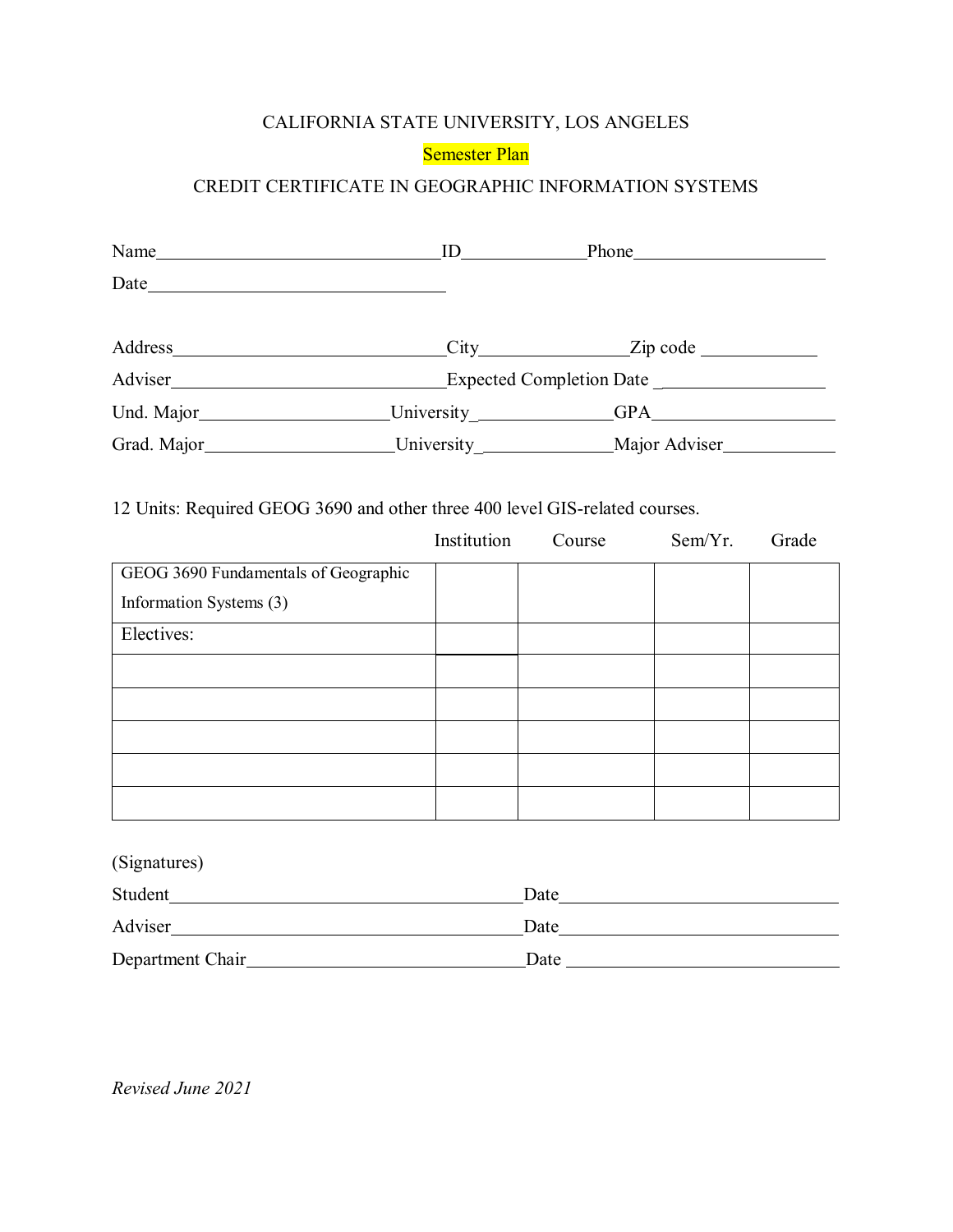CALIFORNIA STATE UNIVERSITY, LOS ANGELES

Semester Plan

CREDIT CERTIFICATE IN GEOGRAPHIC INFORMATION SYSTEMS

Name_______________________________ID_____________Phone____________________

Date_________________________________

Address______________________________City________________Zip code ____________

Adviser______________________________Expected Completion Date __________________

Und. Major____________________University_______________GPA___________________

Grad. Major____________________University_______________Major Adviser____________

12 Units: Required GEOG 3690 and other three 400 level GIS-related courses.

| | Institution | Course | Sem/Yr. | Grade |
|---|---|---|---|---|
| GEOG 3690 Fundamentals of Geographic Information Systems (3) | | | | |
| Electives: | | | | |
| | | | | |
| | | | | |
| | | | | |
| | | | | |
| | | | | |

(Signatures)

Student________________________________________Date______________________________

Adviser________________________________________Date______________________________

Department Chair_______________________________Date______________________________

*Revised June 2021*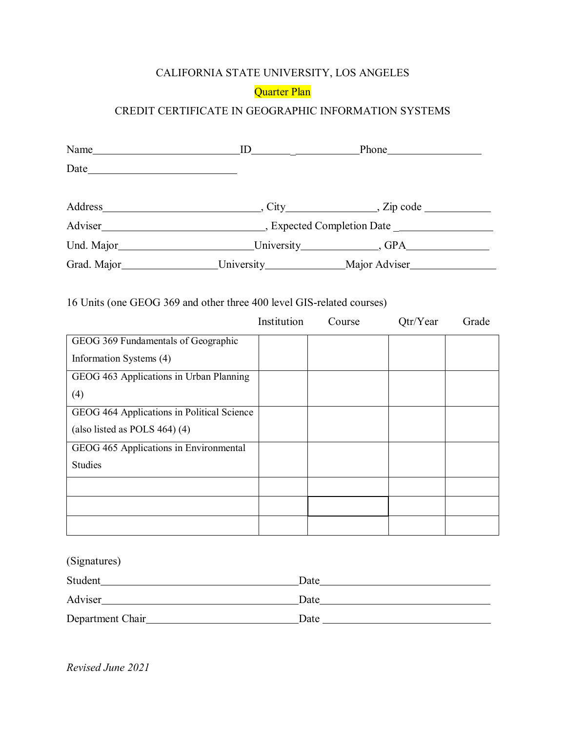CALIFORNIA STATE UNIVERSITY, LOS ANGELES

Quarter Plan

CREDIT CERTIFICATE IN GEOGRAPHIC INFORMATION SYSTEMS

Name\_\_\_\_\_\_\_\_\_\_\_\_\_\_\_\_\_\_\_\_\_\_\_\_\_\_\_\_ID\_\_\_\_\_\_\_\_ \_\_\_\_\_\_\_\_\_\_\_\_Phone\_\_\_\_\_\_\_\_\_\_\_\_\_\_\_\_\_\_

Date\_\_\_\_\_\_\_\_\_\_\_\_\_\_\_\_\_\_\_\_\_\_\_\_\_\_\_\_

Address\_\_\_\_\_\_\_\_\_\_\_\_\_\_\_\_\_\_\_\_\_\_\_\_\_\_\_\_\_\_, City\_\_\_\_\_\_\_\_\_\_\_\_\_\_\_\_\_, Zip code \_\_\_\_\_\_\_\_\_\_\_\_

Adviser\_\_\_\_\_\_\_\_\_\_\_\_\_\_\_\_\_\_\_\_\_\_\_\_\_\_\_\_\_\_\_, Expected Completion Date \_\_\_\_\_\_\_\_\_\_\_\_\_\_\_\_\_\_

Und. Major\_\_\_\_\_\_\_\_\_\_\_\_\_\_\_\_\_\_\_\_\_\_\_\_\_University\_\_\_\_\_\_\_\_\_\_\_\_\_\_\_, GPA\_\_\_\_\_\_\_\_\_\_\_\_\_\_\_\_

Grad. Major\_\_\_\_\_\_\_\_\_\_\_\_\_\_\_\_\_\_University\_\_\_\_\_\_\_\_\_\_\_\_\_\_\_Major Adviser\_\_\_\_\_\_\_\_\_\_\_\_\_\_\_\_

16 Units (one GEOG 369 and other three 400 level GIS-related courses)

| | Institution | Course | Qtr/Year | Grade |
|---|---|---|---|---|
| GEOG 369 Fundamentals of Geographic Information Systems (4) | | | | |
| GEOG 463 Applications in Urban Planning (4) | | | | |
| GEOG 464 Applications in Political Science (also listed as POLS 464) (4) | | | | |
| GEOG 465 Applications in Environmental Studies | | | | |
| | | | | |
| | | | | |
| | | | | |

(Signatures)

Student\_\_\_\_\_\_\_\_\_\_\_\_\_\_\_\_\_\_\_\_\_\_\_\_\_\_\_\_\_\_\_\_\_\_\_\_\_\_\_Date\_\_\_\_\_\_\_\_\_\_\_\_\_\_\_\_\_\_\_\_\_\_\_\_\_\_\_\_\_\_\_\_\_\_

Adviser\_\_\_\_\_\_\_\_\_\_\_\_\_\_\_\_\_\_\_\_\_\_\_\_\_\_\_\_\_\_\_\_\_\_\_\_\_\_\_Date\_\_\_\_\_\_\_\_\_\_\_\_\_\_\_\_\_\_\_\_\_\_\_\_\_\_\_\_\_\_\_\_\_\_

Department Chair\_\_\_\_\_\_\_\_\_\_\_\_\_\_\_\_\_\_\_\_\_\_\_\_\_\_\_\_\_\_Date \_\_\_\_\_\_\_\_\_\_\_\_\_\_\_\_\_\_\_\_\_\_\_\_\_\_\_\_\_\_\_\_\_\_

*Revised June 2021*